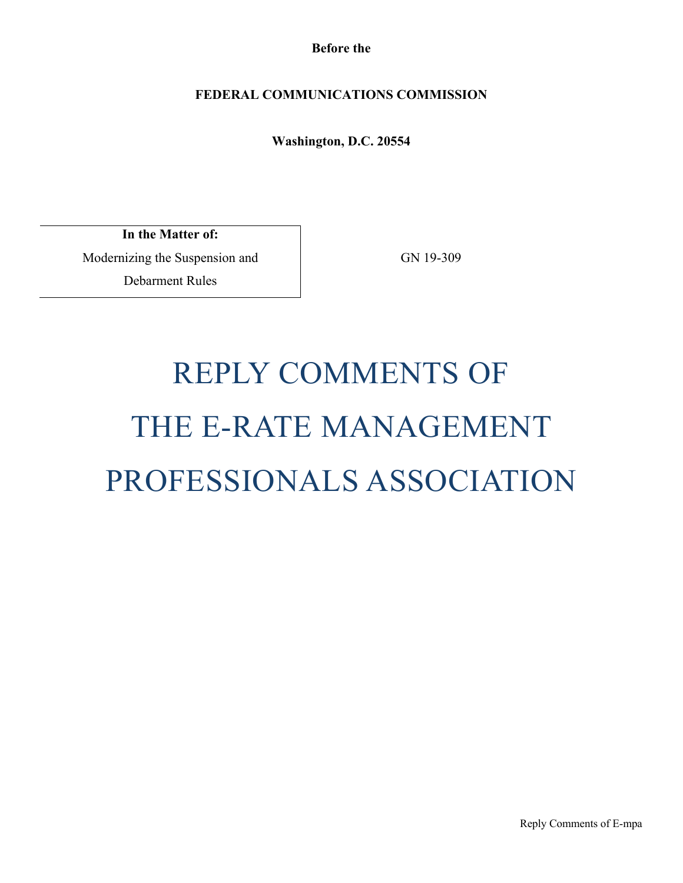**Before the**

**FEDERAL COMMUNICATIONS COMMISSION**

**Washington, D.C. 20554**

| **In the Matter of:** Modernizing the Suspension and Debarment Rules | GN 19-309 |
|---|---|

# REPLY COMMENTS OF THE E-RATE MANAGEMENT PROFESSIONALS ASSOCIATION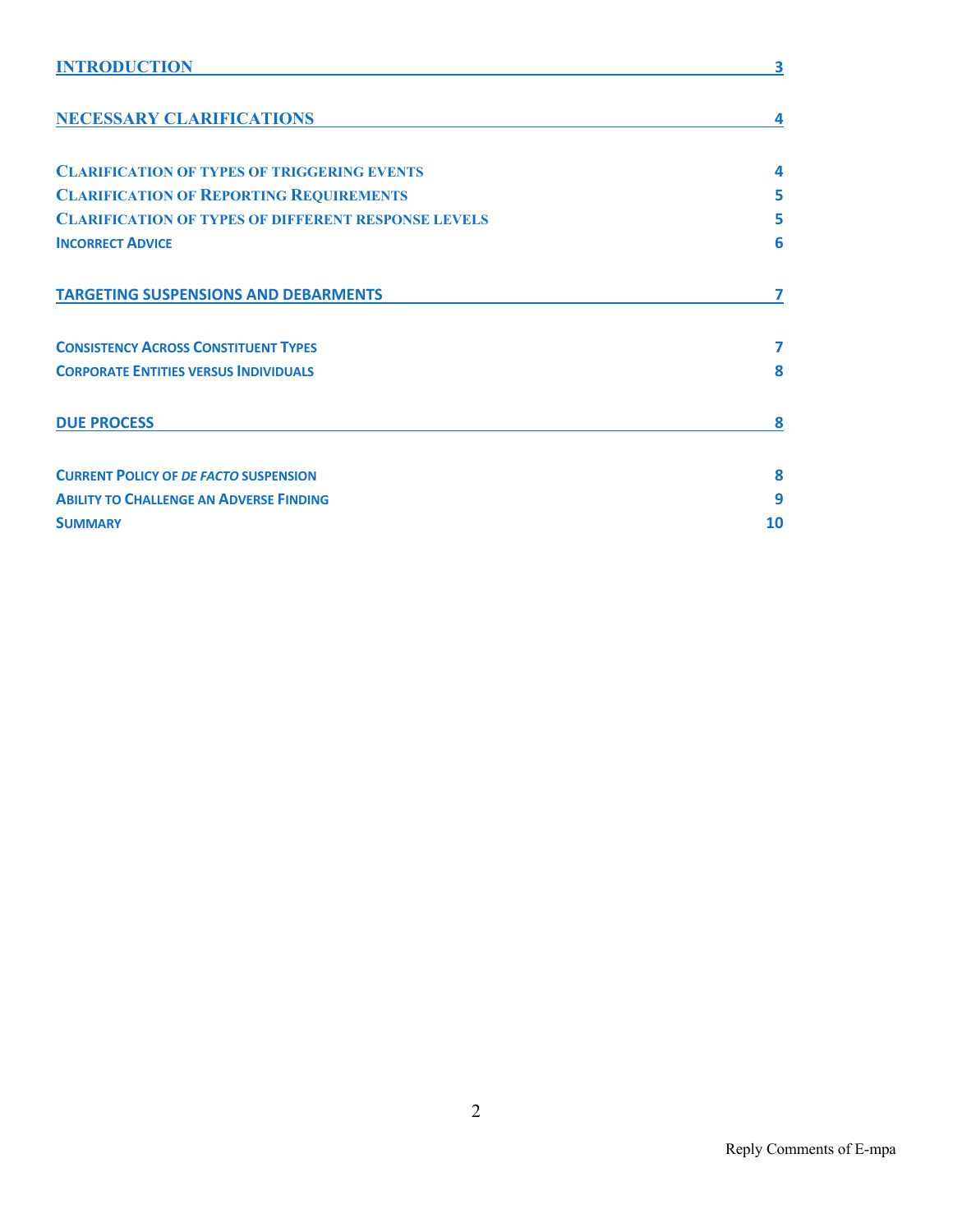| | |
|---|---|
| **INTRODUCTION** | **3** |
| **NECESSARY CLARIFICATIONS** | **4** |
| CLARIFICATION OF TYPES OF TRIGGERING EVENTS | 4 |
| CLARIFICATION OF REPORTING REQUIREMENTS | 5 |
| CLARIFICATION OF TYPES OF DIFFERENT RESPONSE LEVELS | 5 |
| INCORRECT ADVICE | 6 |
| **TARGETING SUSPENSIONS AND DEBARMENTS** | **7** |
| CONSISTENCY ACROSS CONSTITUENT TYPES | 7 |
| CORPORATE ENTITIES VERSUS INDIVIDUALS | 8 |
| **DUE PROCESS** | **8** |
| CURRENT POLICY OF *DE FACTO* SUSPENSION | 8 |
| ABILITY TO CHALLENGE AN ADVERSE FINDING | 9 |
| SUMMARY | 10 |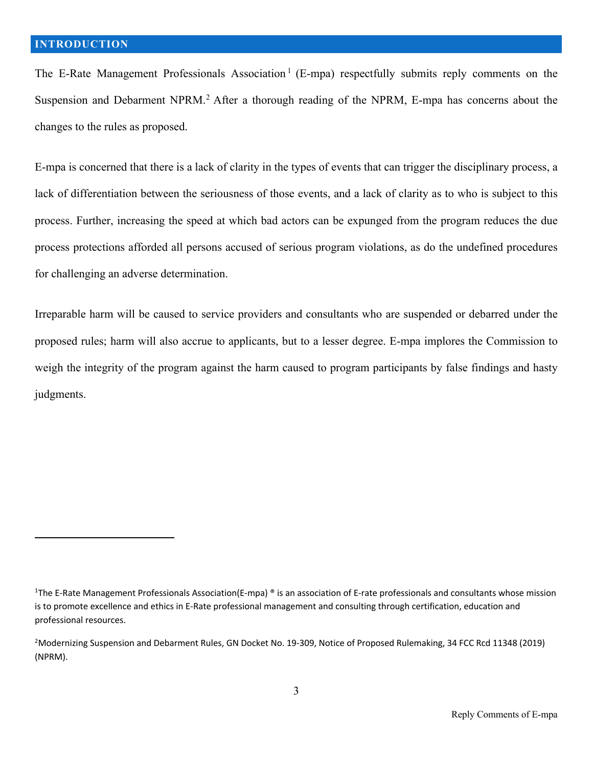## INTRODUCTION

The E-Rate Management Professionals Association[1] (E-mpa) respectfully submits reply comments on the Suspension and Debarment NPRM.[2] After a thorough reading of the NPRM, E-mpa has concerns about the changes to the rules as proposed.

E-mpa is concerned that there is a lack of clarity in the types of events that can trigger the disciplinary process, a lack of differentiation between the seriousness of those events, and a lack of clarity as to who is subject to this process. Further, increasing the speed at which bad actors can be expunged from the program reduces the due process protections afforded all persons accused of serious program violations, as do the undefined procedures for challenging an adverse determination.

Irreparable harm will be caused to service providers and consultants who are suspended or debarred under the proposed rules; harm will also accrue to applicants, but to a lesser degree. E-mpa implores the Commission to weigh the integrity of the program against the harm caused to program participants by false findings and hasty judgments.

---

[1] The E-Rate Management Professionals Association(E-mpa) ® is an association of E-rate professionals and consultants whose mission is to promote excellence and ethics in E-Rate professional management and consulting through certification, education and professional resources.

[2] Modernizing Suspension and Debarment Rules, GN Docket No. 19-309, Notice of Proposed Rulemaking, 34 FCC Rcd 11348 (2019) (NPRM).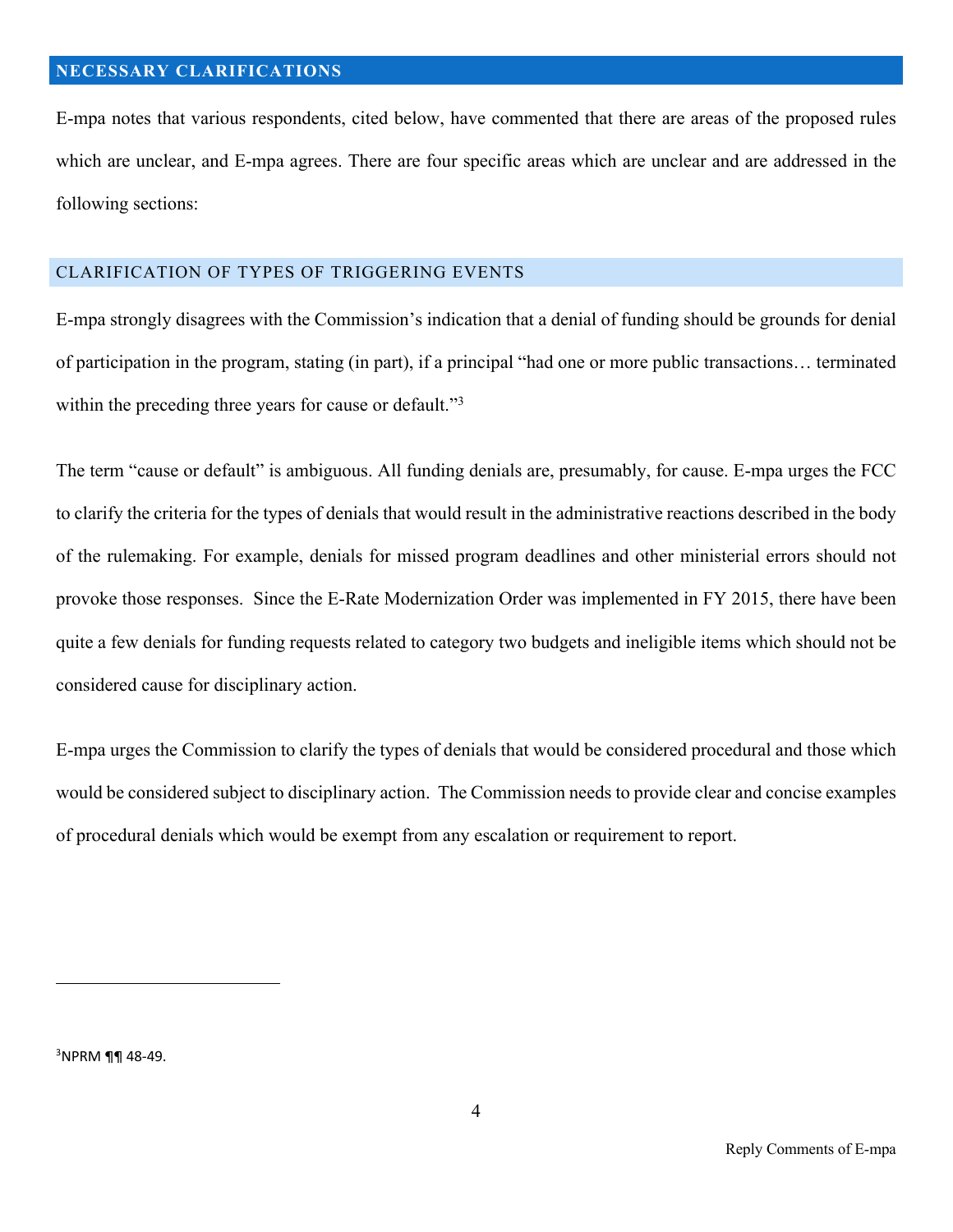## NECESSARY CLARIFICATIONS

E-mpa notes that various respondents, cited below, have commented that there are areas of the proposed rules which are unclear, and E-mpa agrees. There are four specific areas which are unclear and are addressed in the following sections:

### CLARIFICATION OF TYPES OF TRIGGERING EVENTS

E-mpa strongly disagrees with the Commission's indication that a denial of funding should be grounds for denial of participation in the program, stating (in part), if a principal "had one or more public transactions… terminated within the preceding three years for cause or default."[3]

The term "cause or default" is ambiguous. All funding denials are, presumably, for cause. E-mpa urges the FCC to clarify the criteria for the types of denials that would result in the administrative reactions described in the body of the rulemaking. For example, denials for missed program deadlines and other ministerial errors should not provoke those responses. Since the E-Rate Modernization Order was implemented in FY 2015, there have been quite a few denials for funding requests related to category two budgets and ineligible items which should not be considered cause for disciplinary action.

E-mpa urges the Commission to clarify the types of denials that would be considered procedural and those which would be considered subject to disciplinary action. The Commission needs to provide clear and concise examples of procedural denials which would be exempt from any escalation or requirement to report.

---

[3] NPRM ¶¶ 48-49.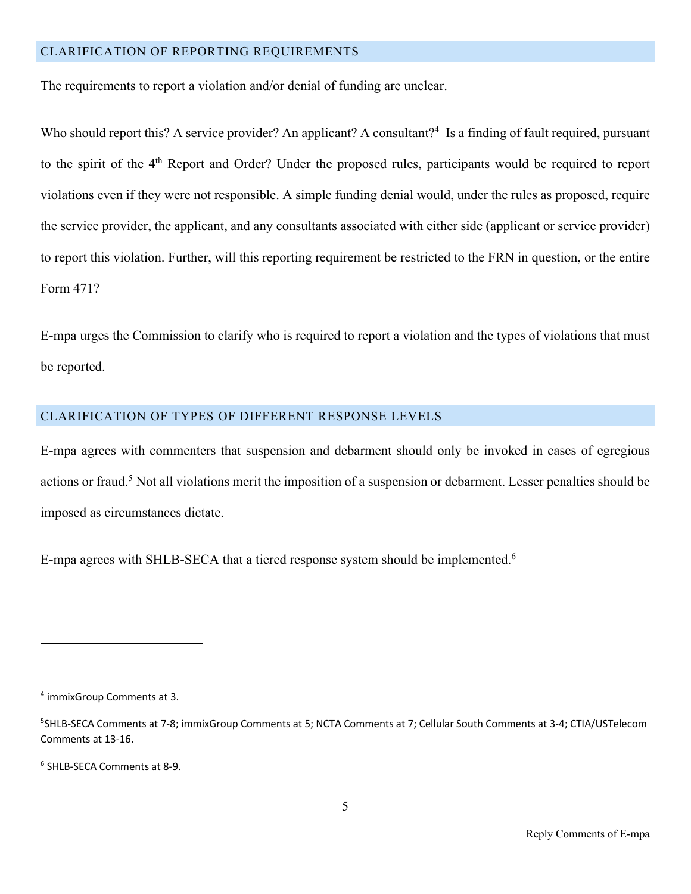## CLARIFICATION OF REPORTING REQUIREMENTS

The requirements to report a violation and/or denial of funding are unclear.

Who should report this? A service provider? An applicant? A consultant?[4] Is a finding of fault required, pursuant to the spirit of the 4th Report and Order? Under the proposed rules, participants would be required to report violations even if they were not responsible. A simple funding denial would, under the rules as proposed, require the service provider, the applicant, and any consultants associated with either side (applicant or service provider) to report this violation. Further, will this reporting requirement be restricted to the FRN in question, or the entire Form 471?

E-mpa urges the Commission to clarify who is required to report a violation and the types of violations that must be reported.

## CLARIFICATION OF TYPES OF DIFFERENT RESPONSE LEVELS

E-mpa agrees with commenters that suspension and debarment should only be invoked in cases of egregious actions or fraud.[5] Not all violations merit the imposition of a suspension or debarment. Lesser penalties should be imposed as circumstances dictate.

E-mpa agrees with SHLB-SECA that a tiered response system should be implemented.[6]

---

[4] immixGroup Comments at 3.

[5] SHLB-SECA Comments at 7-8; immixGroup Comments at 5; NCTA Comments at 7; Cellular South Comments at 3-4; CTIA/USTelecom Comments at 13-16.

[6] SHLB-SECA Comments at 8-9.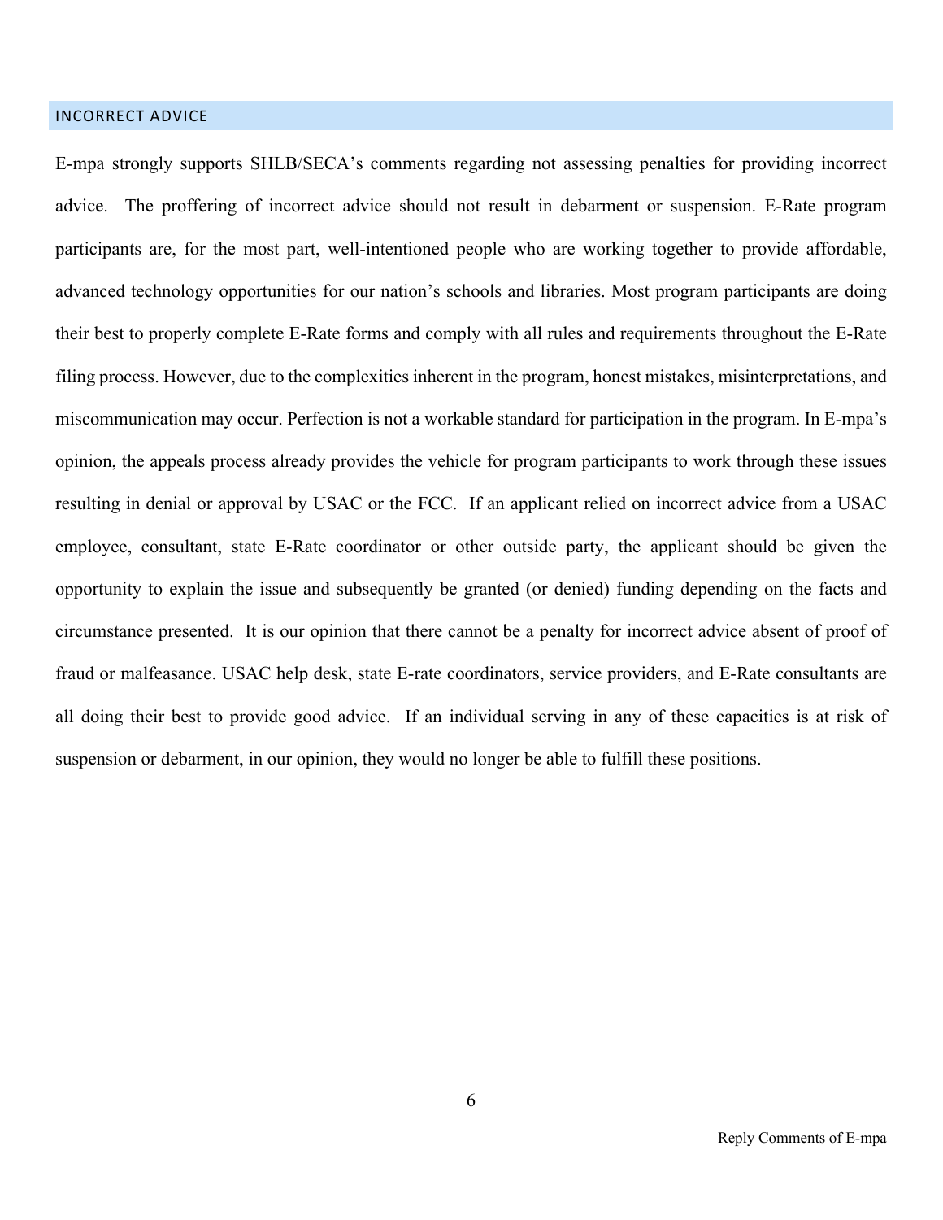## INCORRECT ADVICE

E-mpa strongly supports SHLB/SECA's comments regarding not assessing penalties for providing incorrect advice. The proffering of incorrect advice should not result in debarment or suspension. E-Rate program participants are, for the most part, well-intentioned people who are working together to provide affordable, advanced technology opportunities for our nation's schools and libraries. Most program participants are doing their best to properly complete E-Rate forms and comply with all rules and requirements throughout the E-Rate filing process. However, due to the complexities inherent in the program, honest mistakes, misinterpretations, and miscommunication may occur. Perfection is not a workable standard for participation in the program. In E-mpa's opinion, the appeals process already provides the vehicle for program participants to work through these issues resulting in denial or approval by USAC or the FCC. If an applicant relied on incorrect advice from a USAC employee, consultant, state E-Rate coordinator or other outside party, the applicant should be given the opportunity to explain the issue and subsequently be granted (or denied) funding depending on the facts and circumstance presented. It is our opinion that there cannot be a penalty for incorrect advice absent of proof of fraud or malfeasance. USAC help desk, state E-rate coordinators, service providers, and E-Rate consultants are all doing their best to provide good advice. If an individual serving in any of these capacities is at risk of suspension or debarment, in our opinion, they would no longer be able to fulfill these positions.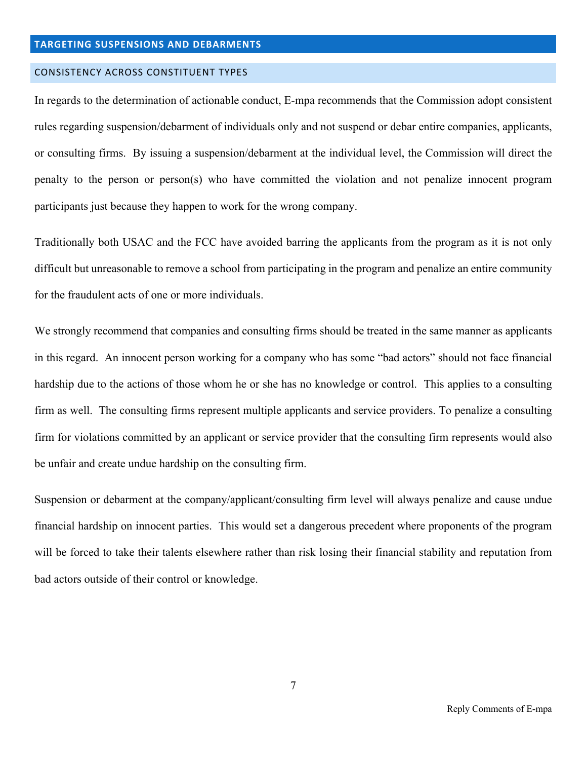## TARGETING SUSPENSIONS AND DEBARMENTS

### CONSISTENCY ACROSS CONSTITUENT TYPES

In regards to the determination of actionable conduct, E-mpa recommends that the Commission adopt consistent rules regarding suspension/debarment of individuals only and not suspend or debar entire companies, applicants, or consulting firms. By issuing a suspension/debarment at the individual level, the Commission will direct the penalty to the person or person(s) who have committed the violation and not penalize innocent program participants just because they happen to work for the wrong company.

Traditionally both USAC and the FCC have avoided barring the applicants from the program as it is not only difficult but unreasonable to remove a school from participating in the program and penalize an entire community for the fraudulent acts of one or more individuals.

We strongly recommend that companies and consulting firms should be treated in the same manner as applicants in this regard. An innocent person working for a company who has some "bad actors" should not face financial hardship due to the actions of those whom he or she has no knowledge or control. This applies to a consulting firm as well. The consulting firms represent multiple applicants and service providers. To penalize a consulting firm for violations committed by an applicant or service provider that the consulting firm represents would also be unfair and create undue hardship on the consulting firm.

Suspension or debarment at the company/applicant/consulting firm level will always penalize and cause undue financial hardship on innocent parties. This would set a dangerous precedent where proponents of the program will be forced to take their talents elsewhere rather than risk losing their financial stability and reputation from bad actors outside of their control or knowledge.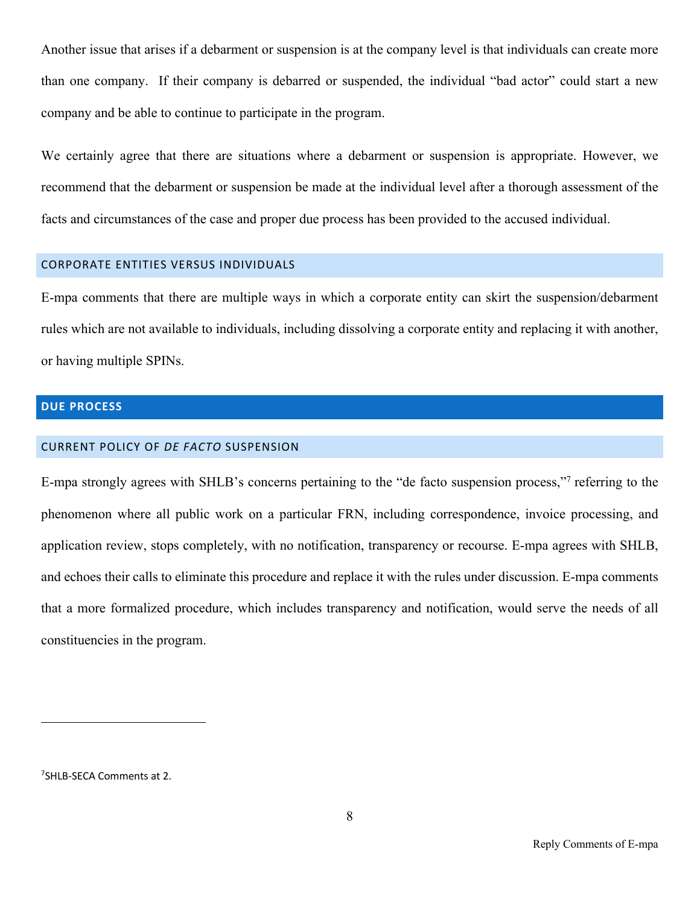Another issue that arises if a debarment or suspension is at the company level is that individuals can create more than one company. If their company is debarred or suspended, the individual "bad actor" could start a new company and be able to continue to participate in the program.

We certainly agree that there are situations where a debarment or suspension is appropriate. However, we recommend that the debarment or suspension be made at the individual level after a thorough assessment of the facts and circumstances of the case and proper due process has been provided to the accused individual.

### CORPORATE ENTITIES VERSUS INDIVIDUALS

E-mpa comments that there are multiple ways in which a corporate entity can skirt the suspension/debarment rules which are not available to individuals, including dissolving a corporate entity and replacing it with another, or having multiple SPINs.

## DUE PROCESS

### CURRENT POLICY OF *DE FACTO* SUSPENSION

E-mpa strongly agrees with SHLB's concerns pertaining to the "de facto suspension process,"[7] referring to the phenomenon where all public work on a particular FRN, including correspondence, invoice processing, and application review, stops completely, with no notification, transparency or recourse. E-mpa agrees with SHLB, and echoes their calls to eliminate this procedure and replace it with the rules under discussion. E-mpa comments that a more formalized procedure, which includes transparency and notification, would serve the needs of all constituencies in the program.

---

[7] SHLB-SECA Comments at 2.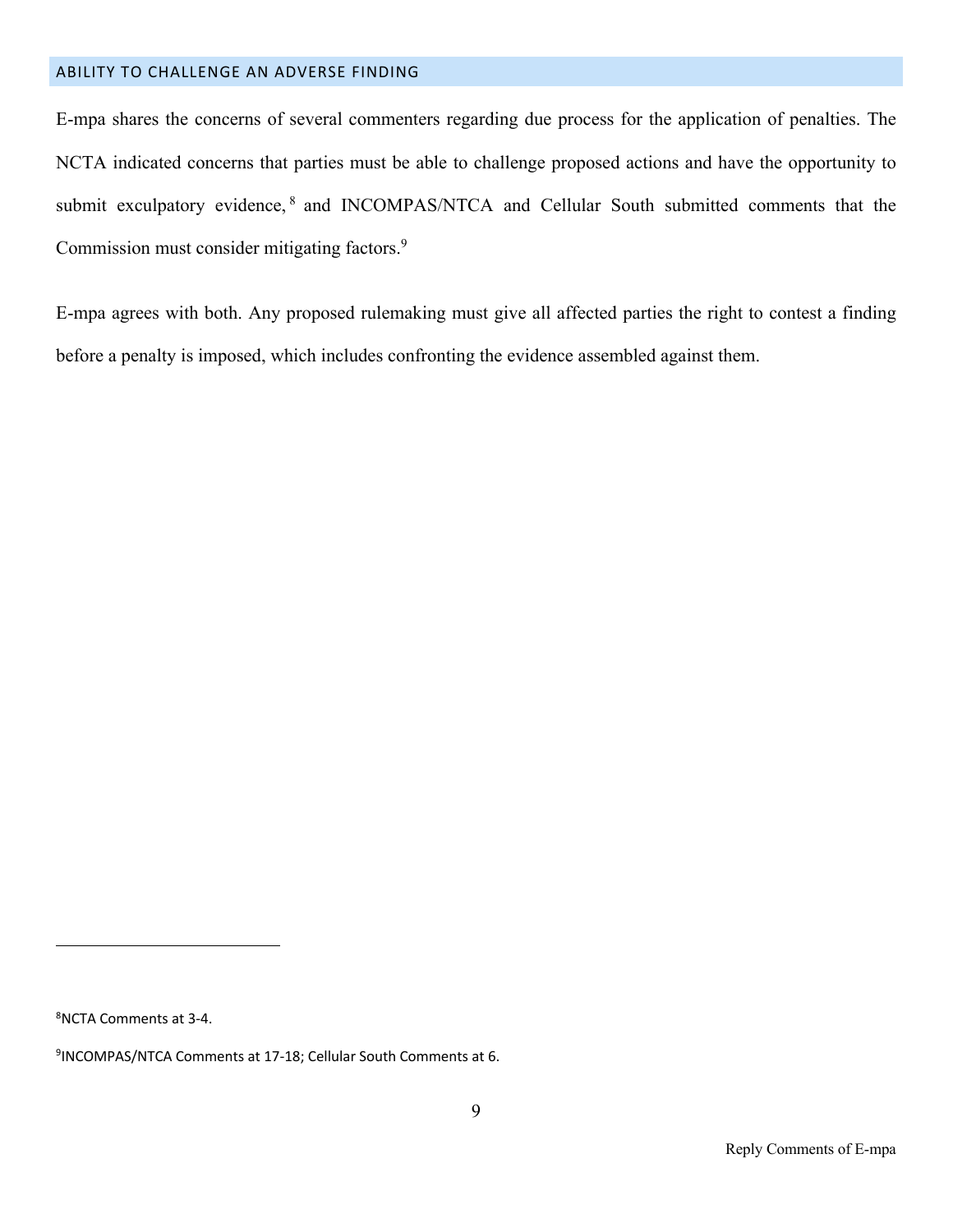## ABILITY TO CHALLENGE AN ADVERSE FINDING

E-mpa shares the concerns of several commenters regarding due process for the application of penalties. The NCTA indicated concerns that parties must be able to challenge proposed actions and have the opportunity to submit exculpatory evidence,[8] and INCOMPAS/NTCA and Cellular South submitted comments that the Commission must consider mitigating factors.[9]

E-mpa agrees with both. Any proposed rulemaking must give all affected parties the right to contest a finding before a penalty is imposed, which includes confronting the evidence assembled against them.

---

[8] NCTA Comments at 3-4.

[9] INCOMPAS/NTCA Comments at 17-18; Cellular South Comments at 6.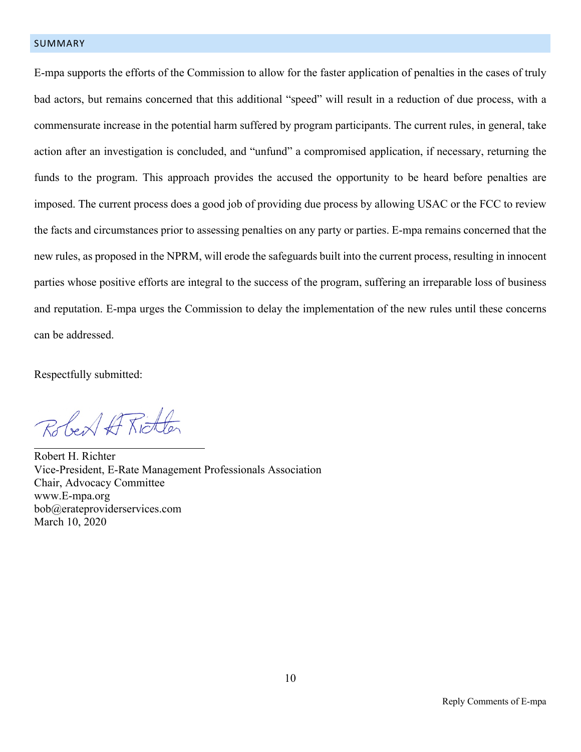## SUMMARY

E-mpa supports the efforts of the Commission to allow for the faster application of penalties in the cases of truly bad actors, but remains concerned that this additional "speed" will result in a reduction of due process, with a commensurate increase in the potential harm suffered by program participants. The current rules, in general, take action after an investigation is concluded, and "unfund" a compromised application, if necessary, returning the funds to the program. This approach provides the accused the opportunity to be heard before penalties are imposed. The current process does a good job of providing due process by allowing USAC or the FCC to review the facts and circumstances prior to assessing penalties on any party or parties. E-mpa remains concerned that the new rules, as proposed in the NPRM, will erode the safeguards built into the current process, resulting in innocent parties whose positive efforts are integral to the success of the program, suffering an irreparable loss of business and reputation. E-mpa urges the Commission to delay the implementation of the new rules until these concerns can be addressed.

Respectfully submitted:

Robert H. Richter
Vice-President, E-Rate Management Professionals Association
Chair, Advocacy Committee
www.E-mpa.org
bob@erateproviderservices.com
March 10, 2020